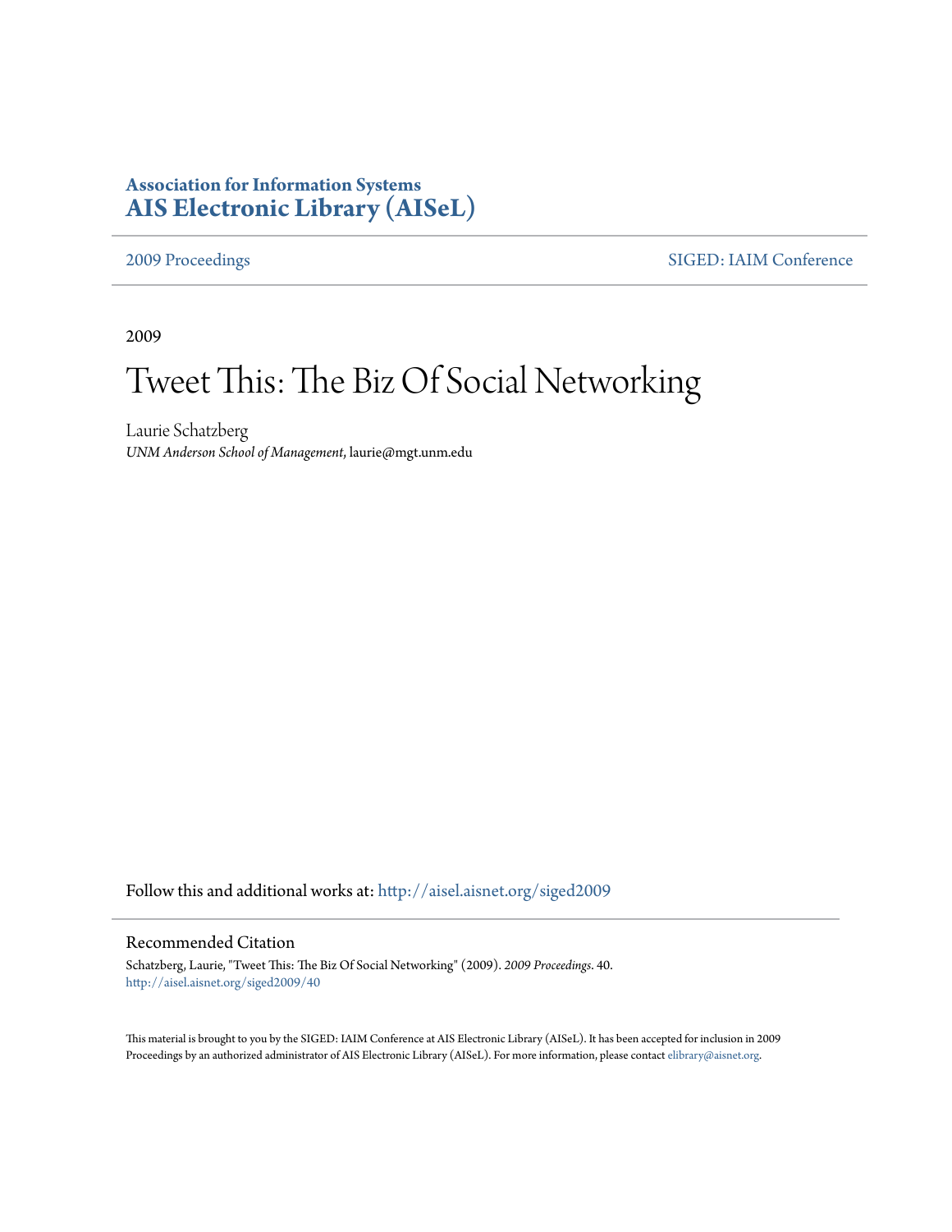**Association for Information Systems**
**AIS Electronic Library (AISeL)**

2009 Proceedings | SIGED: IAIM Conference

2009

# Tweet This: The Biz Of Social Networking

Laurie Schatzberg
*UNM Anderson School of Management*, laurie@mgt.unm.edu

Follow this and additional works at: http://aisel.aisnet.org/siged2009

## Recommended Citation

Schatzberg, Laurie, "Tweet This: The Biz Of Social Networking" (2009). *2009 Proceedings*. 40.
http://aisel.aisnet.org/siged2009/40

This material is brought to you by the SIGED: IAIM Conference at AIS Electronic Library (AISeL). It has been accepted for inclusion in 2009 Proceedings by an authorized administrator of AIS Electronic Library (AISeL). For more information, please contact elibrary@aisnet.org.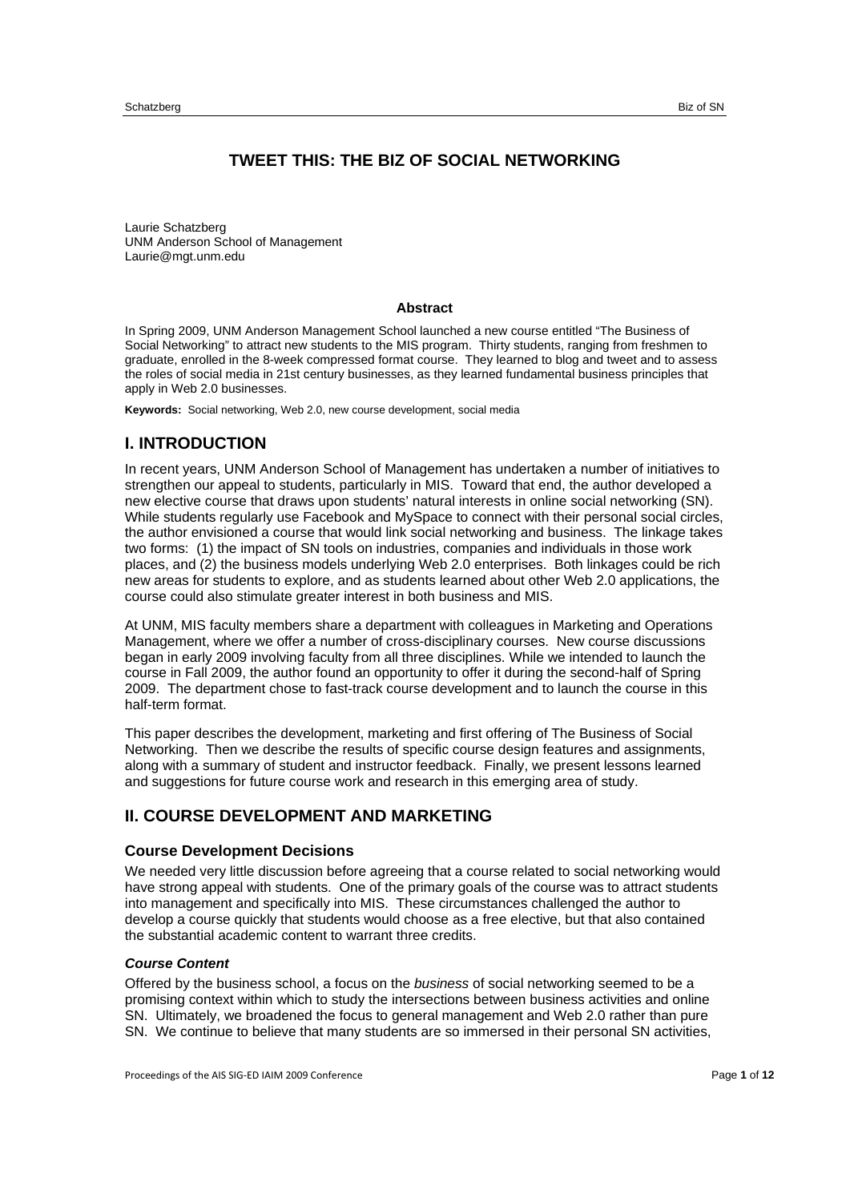# TWEET THIS: THE BIZ OF SOCIAL NETWORKING

Laurie Schatzberg
UNM Anderson School of Management
Laurie@mgt.unm.edu

### Abstract

In Spring 2009, UNM Anderson Management School launched a new course entitled "The Business of Social Networking" to attract new students to the MIS program. Thirty students, ranging from freshmen to graduate, enrolled in the 8-week compressed format course. They learned to blog and tweet and to assess the roles of social media in 21st century businesses, as they learned fundamental business principles that apply in Web 2.0 businesses.

**Keywords:** Social networking, Web 2.0, new course development, social media

## I. INTRODUCTION

In recent years, UNM Anderson School of Management has undertaken a number of initiatives to strengthen our appeal to students, particularly in MIS. Toward that end, the author developed a new elective course that draws upon students' natural interests in online social networking (SN). While students regularly use Facebook and MySpace to connect with their personal social circles, the author envisioned a course that would link social networking and business. The linkage takes two forms: (1) the impact of SN tools on industries, companies and individuals in those work places, and (2) the business models underlying Web 2.0 enterprises. Both linkages could be rich new areas for students to explore, and as students learned about other Web 2.0 applications, the course could also stimulate greater interest in both business and MIS.

At UNM, MIS faculty members share a department with colleagues in Marketing and Operations Management, where we offer a number of cross-disciplinary courses. New course discussions began in early 2009 involving faculty from all three disciplines. While we intended to launch the course in Fall 2009, the author found an opportunity to offer it during the second-half of Spring 2009. The department chose to fast-track course development and to launch the course in this half-term format.

This paper describes the development, marketing and first offering of The Business of Social Networking. Then we describe the results of specific course design features and assignments, along with a summary of student and instructor feedback. Finally, we present lessons learned and suggestions for future course work and research in this emerging area of study.

## II. COURSE DEVELOPMENT AND MARKETING

### Course Development Decisions

We needed very little discussion before agreeing that a course related to social networking would have strong appeal with students. One of the primary goals of the course was to attract students into management and specifically into MIS. These circumstances challenged the author to develop a course quickly that students would choose as a free elective, but that also contained the substantial academic content to warrant three credits.

#### *Course Content*

Offered by the business school, a focus on the *business* of social networking seemed to be a promising context within which to study the intersections between business activities and online SN. Ultimately, we broadened the focus to general management and Web 2.0 rather than pure SN. We continue to believe that many students are so immersed in their personal SN activities,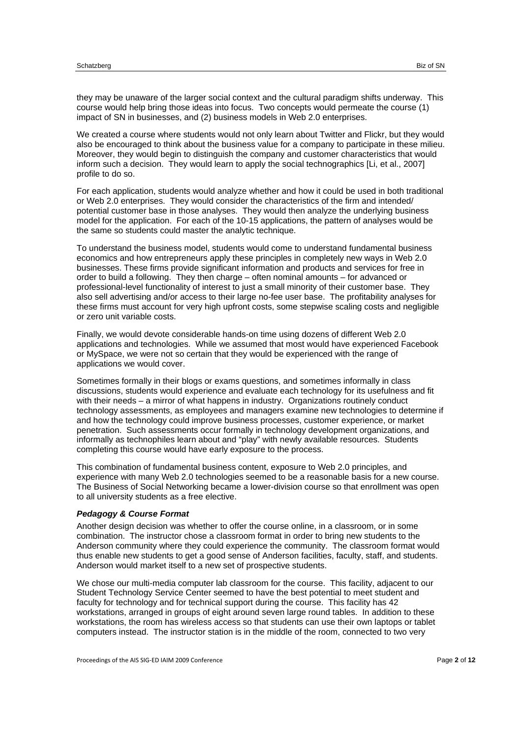they may be unaware of the larger social context and the cultural paradigm shifts underway. This course would help bring those ideas into focus. Two concepts would permeate the course (1) impact of SN in businesses, and (2) business models in Web 2.0 enterprises.

We created a course where students would not only learn about Twitter and Flickr, but they would also be encouraged to think about the business value for a company to participate in these milieu. Moreover, they would begin to distinguish the company and customer characteristics that would inform such a decision. They would learn to apply the social technographics [Li, et al., 2007] profile to do so.

For each application, students would analyze whether and how it could be used in both traditional or Web 2.0 enterprises. They would consider the characteristics of the firm and intended/ potential customer base in those analyses. They would then analyze the underlying business model for the application. For each of the 10-15 applications, the pattern of analyses would be the same so students could master the analytic technique.

To understand the business model, students would come to understand fundamental business economics and how entrepreneurs apply these principles in completely new ways in Web 2.0 businesses. These firms provide significant information and products and services for free in order to build a following. They then charge – often nominal amounts – for advanced or professional-level functionality of interest to just a small minority of their customer base. They also sell advertising and/or access to their large no-fee user base. The profitability analyses for these firms must account for very high upfront costs, some stepwise scaling costs and negligible or zero unit variable costs.

Finally, we would devote considerable hands-on time using dozens of different Web 2.0 applications and technologies. While we assumed that most would have experienced Facebook or MySpace, we were not so certain that they would be experienced with the range of applications we would cover.

Sometimes formally in their blogs or exams questions, and sometimes informally in class discussions, students would experience and evaluate each technology for its usefulness and fit with their needs – a mirror of what happens in industry. Organizations routinely conduct technology assessments, as employees and managers examine new technologies to determine if and how the technology could improve business processes, customer experience, or market penetration. Such assessments occur formally in technology development organizations, and informally as technophiles learn about and "play" with newly available resources. Students completing this course would have early exposure to the process.

This combination of fundamental business content, exposure to Web 2.0 principles, and experience with many Web 2.0 technologies seemed to be a reasonable basis for a new course. The Business of Social Networking became a lower-division course so that enrollment was open to all university students as a free elective.

### *Pedagogy & Course Format*

Another design decision was whether to offer the course online, in a classroom, or in some combination. The instructor chose a classroom format in order to bring new students to the Anderson community where they could experience the community. The classroom format would thus enable new students to get a good sense of Anderson facilities, faculty, staff, and students. Anderson would market itself to a new set of prospective students.

We chose our multi-media computer lab classroom for the course. This facility, adjacent to our Student Technology Service Center seemed to have the best potential to meet student and faculty for technology and for technical support during the course. This facility has 42 workstations, arranged in groups of eight around seven large round tables. In addition to these workstations, the room has wireless access so that students can use their own laptops or tablet computers instead. The instructor station is in the middle of the room, connected to two very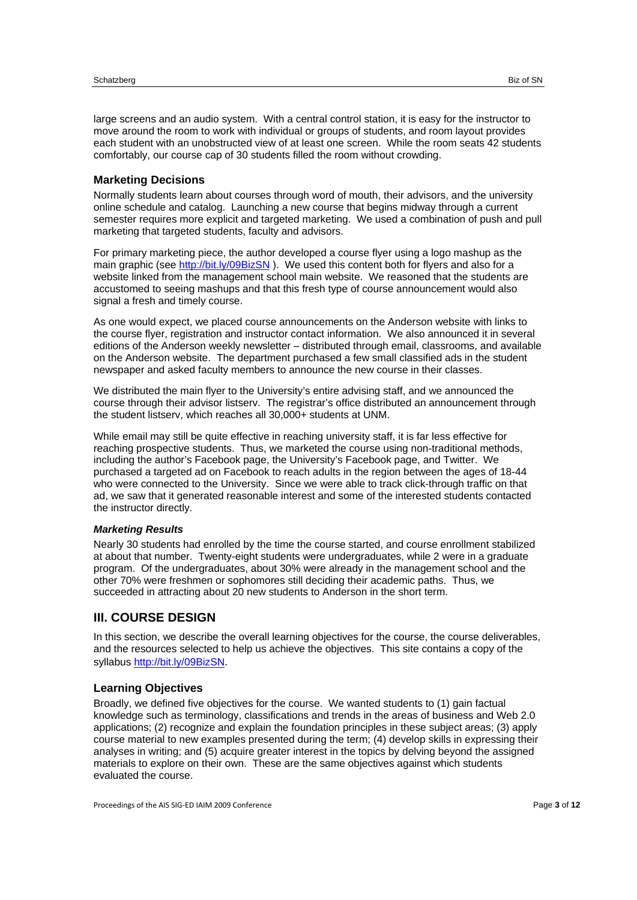large screens and an audio system. With a central control station, it is easy for the instructor to move around the room to work with individual or groups of students, and room layout provides each student with an unobstructed view of at least one screen. While the room seats 42 students comfortably, our course cap of 30 students filled the room without crowding.

### Marketing Decisions

Normally students learn about courses through word of mouth, their advisors, and the university online schedule and catalog. Launching a new course that begins midway through a current semester requires more explicit and targeted marketing. We used a combination of push and pull marketing that targeted students, faculty and advisors.

For primary marketing piece, the author developed a course flyer using a logo mashup as the main graphic (see http://bit.ly/09BizSN ). We used this content both for flyers and also for a website linked from the management school main website. We reasoned that the students are accustomed to seeing mashups and that this fresh type of course announcement would also signal a fresh and timely course.

As one would expect, we placed course announcements on the Anderson website with links to the course flyer, registration and instructor contact information. We also announced it in several editions of the Anderson weekly newsletter – distributed through email, classrooms, and available on the Anderson website. The department purchased a few small classified ads in the student newspaper and asked faculty members to announce the new course in their classes.

We distributed the main flyer to the University's entire advising staff, and we announced the course through their advisor listserv. The registrar's office distributed an announcement through the student listserv, which reaches all 30,000+ students at UNM.

While email may still be quite effective in reaching university staff, it is far less effective for reaching prospective students. Thus, we marketed the course using non-traditional methods, including the author's Facebook page, the University's Facebook page, and Twitter. We purchased a targeted ad on Facebook to reach adults in the region between the ages of 18-44 who were connected to the University. Since we were able to track click-through traffic on that ad, we saw that it generated reasonable interest and some of the interested students contacted the instructor directly.

#### *Marketing Results*

Nearly 30 students had enrolled by the time the course started, and course enrollment stabilized at about that number. Twenty-eight students were undergraduates, while 2 were in a graduate program. Of the undergraduates, about 30% were already in the management school and the other 70% were freshmen or sophomores still deciding their academic paths. Thus, we succeeded in attracting about 20 new students to Anderson in the short term.

## III. COURSE DESIGN

In this section, we describe the overall learning objectives for the course, the course deliverables, and the resources selected to help us achieve the objectives. This site contains a copy of the syllabus http://bit.ly/09BizSN.

### Learning Objectives

Broadly, we defined five objectives for the course. We wanted students to (1) gain factual knowledge such as terminology, classifications and trends in the areas of business and Web 2.0 applications; (2) recognize and explain the foundation principles in these subject areas; (3) apply course material to new examples presented during the term; (4) develop skills in expressing their analyses in writing; and (5) acquire greater interest in the topics by delving beyond the assigned materials to explore on their own. These are the same objectives against which students evaluated the course.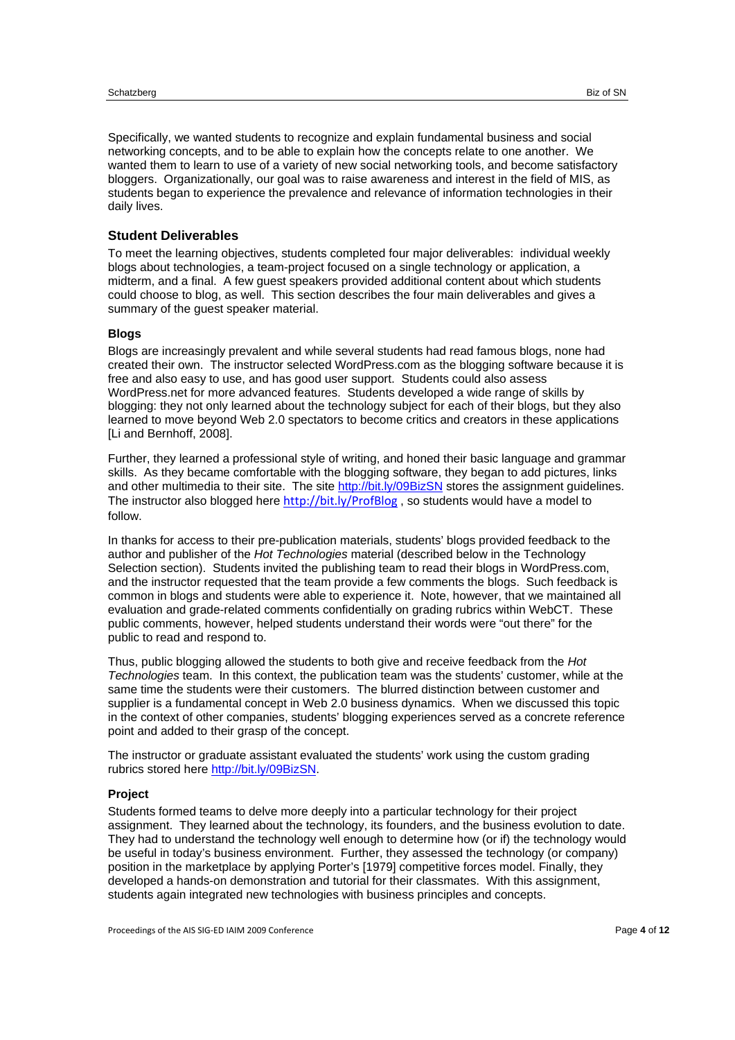Specifically, we wanted students to recognize and explain fundamental business and social networking concepts, and to be able to explain how the concepts relate to one another. We wanted them to learn to use of a variety of new social networking tools, and become satisfactory bloggers. Organizationally, our goal was to raise awareness and interest in the field of MIS, as students began to experience the prevalence and relevance of information technologies in their daily lives.

## Student Deliverables

To meet the learning objectives, students completed four major deliverables: individual weekly blogs about technologies, a team-project focused on a single technology or application, a midterm, and a final. A few guest speakers provided additional content about which students could choose to blog, as well. This section describes the four main deliverables and gives a summary of the guest speaker material.

### Blogs

Blogs are increasingly prevalent and while several students had read famous blogs, none had created their own. The instructor selected WordPress.com as the blogging software because it is free and also easy to use, and has good user support. Students could also assess WordPress.net for more advanced features. Students developed a wide range of skills by blogging: they not only learned about the technology subject for each of their blogs, but they also learned to move beyond Web 2.0 spectators to become critics and creators in these applications [Li and Bernhoff, 2008].

Further, they learned a professional style of writing, and honed their basic language and grammar skills. As they became comfortable with the blogging software, they began to add pictures, links and other multimedia to their site. The site http://bit.ly/09BizSN stores the assignment guidelines. The instructor also blogged here http://bit.ly/ProfBlog , so students would have a model to follow.

In thanks for access to their pre-publication materials, students' blogs provided feedback to the author and publisher of the *Hot Technologies* material (described below in the Technology Selection section). Students invited the publishing team to read their blogs in WordPress.com, and the instructor requested that the team provide a few comments the blogs. Such feedback is common in blogs and students were able to experience it. Note, however, that we maintained all evaluation and grade-related comments confidentially on grading rubrics within WebCT. These public comments, however, helped students understand their words were "out there" for the public to read and respond to.

Thus, public blogging allowed the students to both give and receive feedback from the *Hot Technologies* team. In this context, the publication team was the students' customer, while at the same time the students were their customers. The blurred distinction between customer and supplier is a fundamental concept in Web 2.0 business dynamics. When we discussed this topic in the context of other companies, students' blogging experiences served as a concrete reference point and added to their grasp of the concept.

The instructor or graduate assistant evaluated the students' work using the custom grading rubrics stored here http://bit.ly/09BizSN.

### Project

Students formed teams to delve more deeply into a particular technology for their project assignment. They learned about the technology, its founders, and the business evolution to date. They had to understand the technology well enough to determine how (or if) the technology would be useful in today's business environment. Further, they assessed the technology (or company) position in the marketplace by applying Porter's [1979] competitive forces model. Finally, they developed a hands-on demonstration and tutorial for their classmates. With this assignment, students again integrated new technologies with business principles and concepts.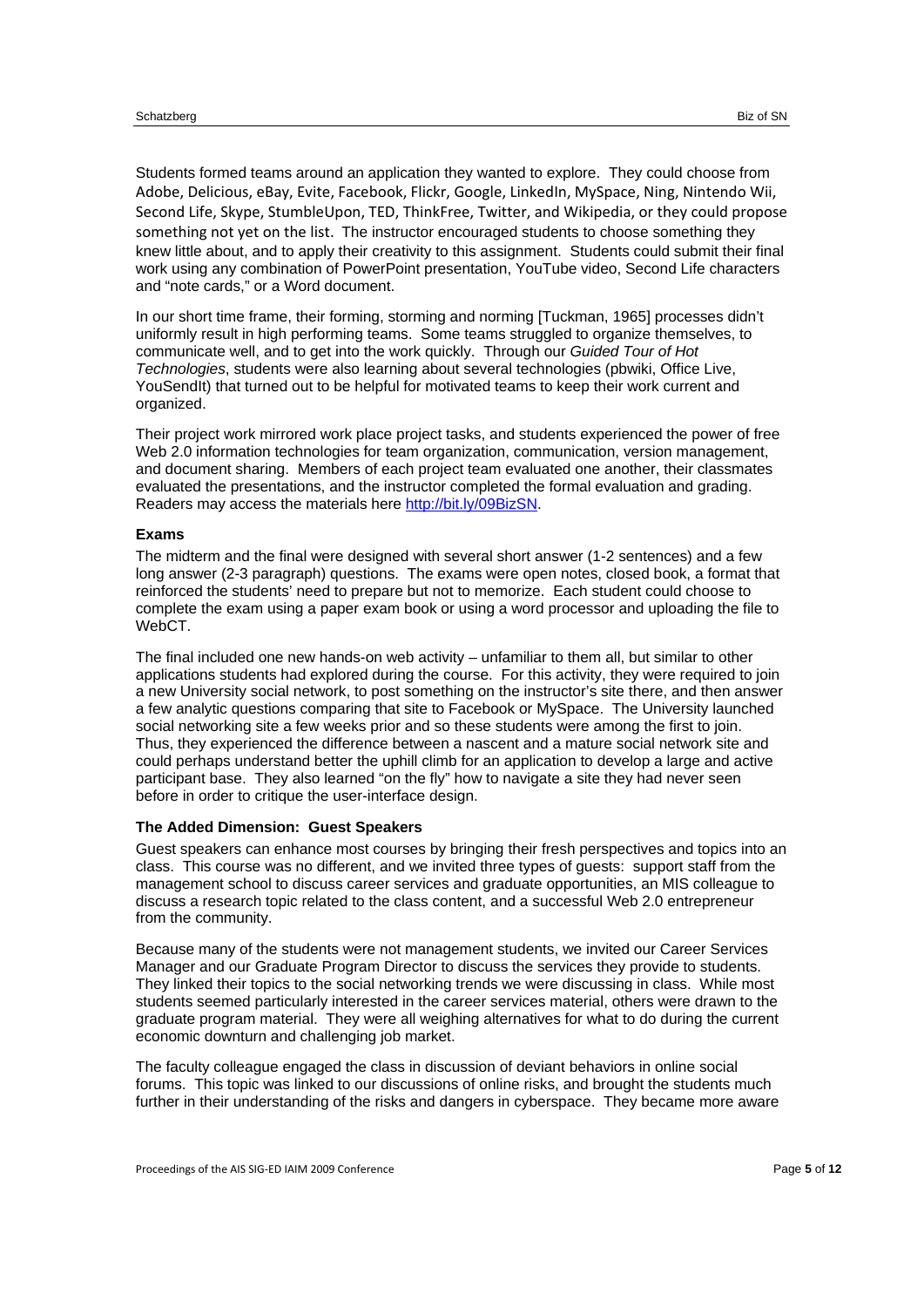Students formed teams around an application they wanted to explore. They could choose from Adobe, Delicious, eBay, Evite, Facebook, Flickr, Google, LinkedIn, MySpace, Ning, Nintendo Wii, Second Life, Skype, StumbleUpon, TED, ThinkFree, Twitter, and Wikipedia, or they could propose something not yet on the list. The instructor encouraged students to choose something they knew little about, and to apply their creativity to this assignment. Students could submit their final work using any combination of PowerPoint presentation, YouTube video, Second Life characters and "note cards," or a Word document.

In our short time frame, their forming, storming and norming [Tuckman, 1965] processes didn't uniformly result in high performing teams. Some teams struggled to organize themselves, to communicate well, and to get into the work quickly. Through our *Guided Tour of Hot Technologies*, students were also learning about several technologies (pbwiki, Office Live, YouSendIt) that turned out to be helpful for motivated teams to keep their work current and organized.

Their project work mirrored work place project tasks, and students experienced the power of free Web 2.0 information technologies for team organization, communication, version management, and document sharing. Members of each project team evaluated one another, their classmates evaluated the presentations, and the instructor completed the formal evaluation and grading. Readers may access the materials here http://bit.ly/09BizSN.

**Exams**

The midterm and the final were designed with several short answer (1-2 sentences) and a few long answer (2-3 paragraph) questions. The exams were open notes, closed book, a format that reinforced the students' need to prepare but not to memorize. Each student could choose to complete the exam using a paper exam book or using a word processor and uploading the file to WebCT.

The final included one new hands-on web activity – unfamiliar to them all, but similar to other applications students had explored during the course. For this activity, they were required to join a new University social network, to post something on the instructor's site there, and then answer a few analytic questions comparing that site to Facebook or MySpace. The University launched social networking site a few weeks prior and so these students were among the first to join. Thus, they experienced the difference between a nascent and a mature social network site and could perhaps understand better the uphill climb for an application to develop a large and active participant base. They also learned "on the fly" how to navigate a site they had never seen before in order to critique the user-interface design.

**The Added Dimension: Guest Speakers**

Guest speakers can enhance most courses by bringing their fresh perspectives and topics into an class. This course was no different, and we invited three types of guests: support staff from the management school to discuss career services and graduate opportunities, an MIS colleague to discuss a research topic related to the class content, and a successful Web 2.0 entrepreneur from the community.

Because many of the students were not management students, we invited our Career Services Manager and our Graduate Program Director to discuss the services they provide to students. They linked their topics to the social networking trends we were discussing in class. While most students seemed particularly interested in the career services material, others were drawn to the graduate program material. They were all weighing alternatives for what to do during the current economic downturn and challenging job market.

The faculty colleague engaged the class in discussion of deviant behaviors in online social forums. This topic was linked to our discussions of online risks, and brought the students much further in their understanding of the risks and dangers in cyberspace. They became more aware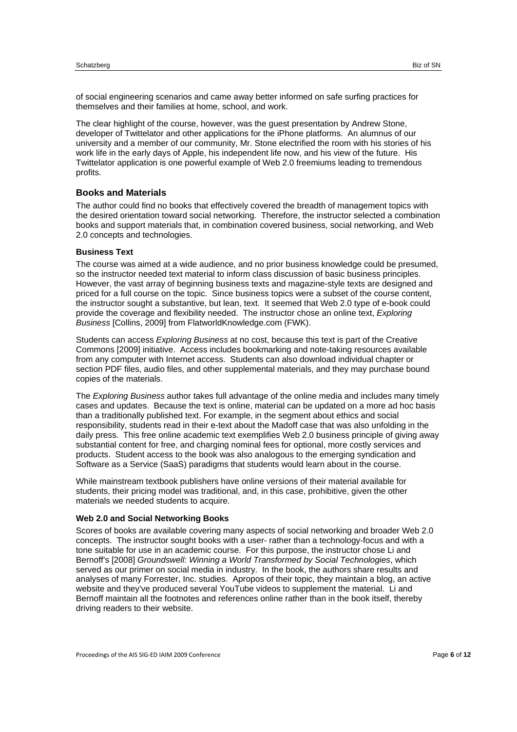of social engineering scenarios and came away better informed on safe surfing practices for themselves and their families at home, school, and work.

The clear highlight of the course, however, was the guest presentation by Andrew Stone, developer of Twittelator and other applications for the iPhone platforms. An alumnus of our university and a member of our community, Mr. Stone electrified the room with his stories of his work life in the early days of Apple, his independent life now, and his view of the future. His Twittelator application is one powerful example of Web 2.0 freemiums leading to tremendous profits.

## Books and Materials

The author could find no books that effectively covered the breadth of management topics with the desired orientation toward social networking. Therefore, the instructor selected a combination books and support materials that, in combination covered business, social networking, and Web 2.0 concepts and technologies.

### Business Text

The course was aimed at a wide audience, and no prior business knowledge could be presumed, so the instructor needed text material to inform class discussion of basic business principles. However, the vast array of beginning business texts and magazine-style texts are designed and priced for a full course on the topic. Since business topics were a subset of the course content, the instructor sought a substantive, but lean, text. It seemed that Web 2.0 type of e-book could provide the coverage and flexibility needed. The instructor chose an online text, *Exploring Business* [Collins, 2009] from FlatworldKnowledge.com (FWK).

Students can access *Exploring Business* at no cost, because this text is part of the Creative Commons [2009] initiative. Access includes bookmarking and note-taking resources available from any computer with Internet access. Students can also download individual chapter or section PDF files, audio files, and other supplemental materials, and they may purchase bound copies of the materials.

The *Exploring Business* author takes full advantage of the online media and includes many timely cases and updates. Because the text is online, material can be updated on a more ad hoc basis than a traditionally published text. For example, in the segment about ethics and social responsibility, students read in their e-text about the Madoff case that was also unfolding in the daily press. This free online academic text exemplifies Web 2.0 business principle of giving away substantial content for free, and charging nominal fees for optional, more costly services and products. Student access to the book was also analogous to the emerging syndication and Software as a Service (SaaS) paradigms that students would learn about in the course.

While mainstream textbook publishers have online versions of their material available for students, their pricing model was traditional, and, in this case, prohibitive, given the other materials we needed students to acquire.

### Web 2.0 and Social Networking Books

Scores of books are available covering many aspects of social networking and broader Web 2.0 concepts. The instructor sought books with a user- rather than a technology-focus and with a tone suitable for use in an academic course. For this purpose, the instructor chose Li and Bernoff's [2008] *Groundswell: Winning a World Transformed by Social Technologies*, which served as our primer on social media in industry. In the book, the authors share results and analyses of many Forrester, Inc. studies. Apropos of their topic, they maintain a blog, an active website and they've produced several YouTube videos to supplement the material. Li and Bernoff maintain all the footnotes and references online rather than in the book itself, thereby driving readers to their website.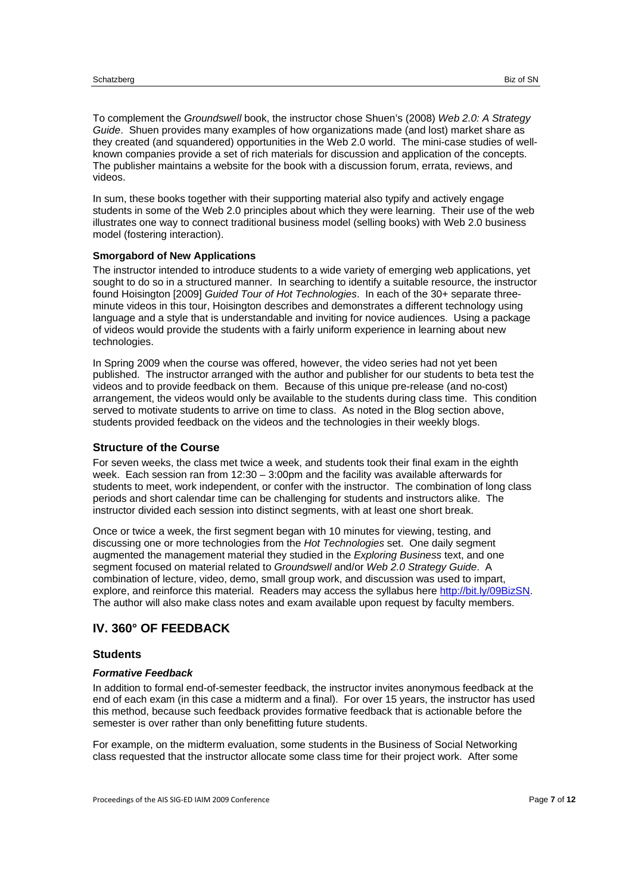To complement the *Groundswell* book, the instructor chose Shuen's (2008) *Web 2.0: A Strategy Guide*. Shuen provides many examples of how organizations made (and lost) market share as they created (and squandered) opportunities in the Web 2.0 world. The mini-case studies of well-known companies provide a set of rich materials for discussion and application of the concepts. The publisher maintains a website for the book with a discussion forum, errata, reviews, and videos.

In sum, these books together with their supporting material also typify and actively engage students in some of the Web 2.0 principles about which they were learning. Their use of the web illustrates one way to connect traditional business model (selling books) with Web 2.0 business model (fostering interaction).

#### Smorgabord of New Applications

The instructor intended to introduce students to a wide variety of emerging web applications, yet sought to do so in a structured manner. In searching to identify a suitable resource, the instructor found Hoisington [2009] *Guided Tour of Hot Technologies*. In each of the 30+ separate three-minute videos in this tour, Hoisington describes and demonstrates a different technology using language and a style that is understandable and inviting for novice audiences. Using a package of videos would provide the students with a fairly uniform experience in learning about new technologies.

In Spring 2009 when the course was offered, however, the video series had not yet been published. The instructor arranged with the author and publisher for our students to beta test the videos and to provide feedback on them. Because of this unique pre-release (and no-cost) arrangement, the videos would only be available to the students during class time. This condition served to motivate students to arrive on time to class. As noted in the Blog section above, students provided feedback on the videos and the technologies in their weekly blogs.

### Structure of the Course

For seven weeks, the class met twice a week, and students took their final exam in the eighth week. Each session ran from 12:30 – 3:00pm and the facility was available afterwards for students to meet, work independent, or confer with the instructor. The combination of long class periods and short calendar time can be challenging for students and instructors alike. The instructor divided each session into distinct segments, with at least one short break.

Once or twice a week, the first segment began with 10 minutes for viewing, testing, and discussing one or more technologies from the *Hot Technologies* set. One daily segment augmented the management material they studied in the *Exploring Business* text, and one segment focused on material related to *Groundswell* and/or *Web 2.0 Strategy Guide*. A combination of lecture, video, demo, small group work, and discussion was used to impart, explore, and reinforce this material. Readers may access the syllabus here http://bit.ly/09BizSN. The author will also make class notes and exam available upon request by faculty members.

## IV. 360° OF FEEDBACK

### Students

#### *Formative Feedback*

In addition to formal end-of-semester feedback, the instructor invites anonymous feedback at the end of each exam (in this case a midterm and a final). For over 15 years, the instructor has used this method, because such feedback provides formative feedback that is actionable before the semester is over rather than only benefitting future students.

For example, on the midterm evaluation, some students in the Business of Social Networking class requested that the instructor allocate some class time for their project work. After some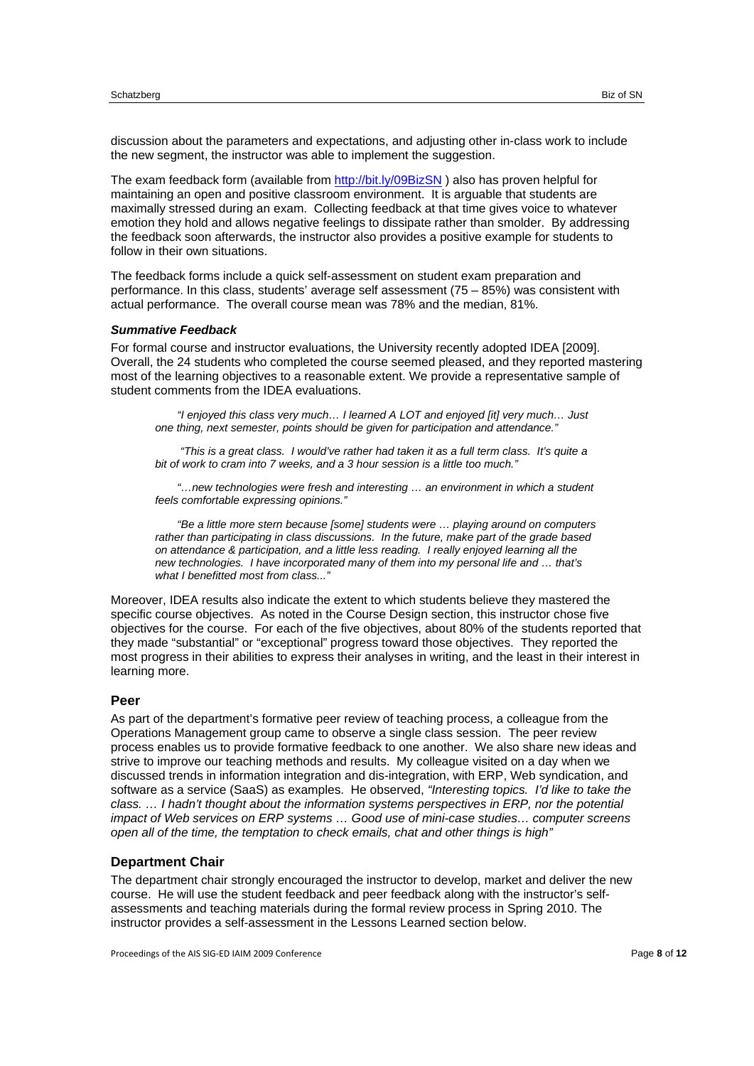discussion about the parameters and expectations, and adjusting other in-class work to include the new segment, the instructor was able to implement the suggestion.

The exam feedback form (available from http://bit.ly/09BizSN ) also has proven helpful for maintaining an open and positive classroom environment. It is arguable that students are maximally stressed during an exam. Collecting feedback at that time gives voice to whatever emotion they hold and allows negative feelings to dissipate rather than smolder. By addressing the feedback soon afterwards, the instructor also provides a positive example for students to follow in their own situations.

The feedback forms include a quick self-assessment on student exam preparation and performance. In this class, students' average self assessment (75 – 85%) was consistent with actual performance. The overall course mean was 78% and the median, 81%.

#### *Summative Feedback*

For formal course and instructor evaluations, the University recently adopted IDEA [2009]. Overall, the 24 students who completed the course seemed pleased, and they reported mastering most of the learning objectives to a reasonable extent. We provide a representative sample of student comments from the IDEA evaluations.

> *"I enjoyed this class very much… I learned A LOT and enjoyed [it] very much… Just one thing, next semester, points should be given for participation and attendance."*

> *"This is a great class. I would've rather had taken it as a full term class. It's quite a bit of work to cram into 7 weeks, and a 3 hour session is a little too much."*

> *"…new technologies were fresh and interesting … an environment in which a student feels comfortable expressing opinions."*

> *"Be a little more stern because [some] students were … playing around on computers rather than participating in class discussions. In the future, make part of the grade based on attendance & participation, and a little less reading. I really enjoyed learning all the new technologies. I have incorporated many of them into my personal life and … that's what I benefitted most from class..."*

Moreover, IDEA results also indicate the extent to which students believe they mastered the specific course objectives. As noted in the Course Design section, this instructor chose five objectives for the course. For each of the five objectives, about 80% of the students reported that they made "substantial" or "exceptional" progress toward those objectives. They reported the most progress in their abilities to express their analyses in writing, and the least in their interest in learning more.

### Peer

As part of the department's formative peer review of teaching process, a colleague from the Operations Management group came to observe a single class session. The peer review process enables us to provide formative feedback to one another. We also share new ideas and strive to improve our teaching methods and results. My colleague visited on a day when we discussed trends in information integration and dis-integration, with ERP, Web syndication, and software as a service (SaaS) as examples. He observed, *"Interesting topics. I'd like to take the class. … I hadn't thought about the information systems perspectives in ERP, nor the potential impact of Web services on ERP systems … Good use of mini-case studies… computer screens open all of the time, the temptation to check emails, chat and other things is high"*

### Department Chair

The department chair strongly encouraged the instructor to develop, market and deliver the new course. He will use the student feedback and peer feedback along with the instructor's self-assessments and teaching materials during the formal review process in Spring 2010. The instructor provides a self-assessment in the Lessons Learned section below.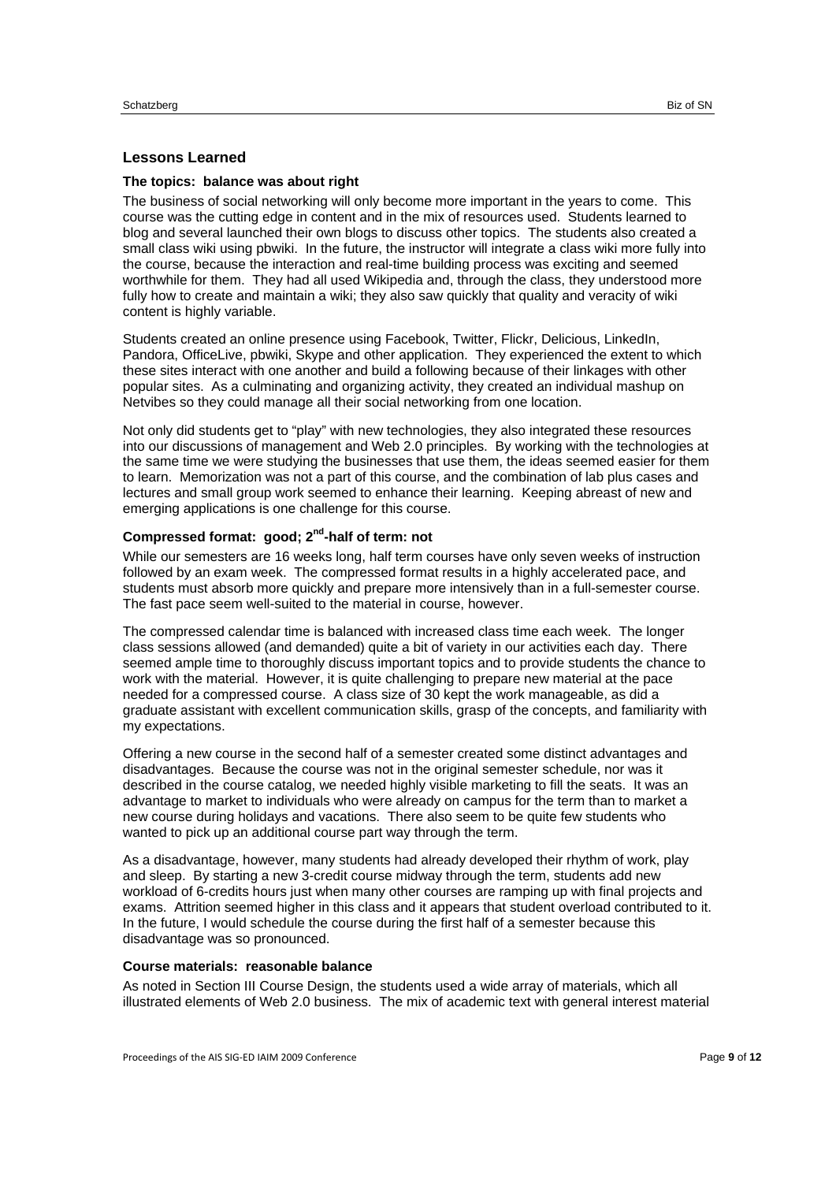## Lessons Learned

### The topics: balance was about right

The business of social networking will only become more important in the years to come. This course was the cutting edge in content and in the mix of resources used. Students learned to blog and several launched their own blogs to discuss other topics. The students also created a small class wiki using pbwiki. In the future, the instructor will integrate a class wiki more fully into the course, because the interaction and real-time building process was exciting and seemed worthwhile for them. They had all used Wikipedia and, through the class, they understood more fully how to create and maintain a wiki; they also saw quickly that quality and veracity of wiki content is highly variable.

Students created an online presence using Facebook, Twitter, Flickr, Delicious, LinkedIn, Pandora, OfficeLive, pbwiki, Skype and other application. They experienced the extent to which these sites interact with one another and build a following because of their linkages with other popular sites. As a culminating and organizing activity, they created an individual mashup on Netvibes so they could manage all their social networking from one location.

Not only did students get to "play" with new technologies, they also integrated these resources into our discussions of management and Web 2.0 principles. By working with the technologies at the same time we were studying the businesses that use them, the ideas seemed easier for them to learn. Memorization was not a part of this course, and the combination of lab plus cases and lectures and small group work seemed to enhance their learning. Keeping abreast of new and emerging applications is one challenge for this course.

### Compressed format: good; 2nd-half of term: not

While our semesters are 16 weeks long, half term courses have only seven weeks of instruction followed by an exam week. The compressed format results in a highly accelerated pace, and students must absorb more quickly and prepare more intensively than in a full-semester course. The fast pace seem well-suited to the material in course, however.

The compressed calendar time is balanced with increased class time each week. The longer class sessions allowed (and demanded) quite a bit of variety in our activities each day. There seemed ample time to thoroughly discuss important topics and to provide students the chance to work with the material. However, it is quite challenging to prepare new material at the pace needed for a compressed course. A class size of 30 kept the work manageable, as did a graduate assistant with excellent communication skills, grasp of the concepts, and familiarity with my expectations.

Offering a new course in the second half of a semester created some distinct advantages and disadvantages. Because the course was not in the original semester schedule, nor was it described in the course catalog, we needed highly visible marketing to fill the seats. It was an advantage to market to individuals who were already on campus for the term than to market a new course during holidays and vacations. There also seem to be quite few students who wanted to pick up an additional course part way through the term.

As a disadvantage, however, many students had already developed their rhythm of work, play and sleep. By starting a new 3-credit course midway through the term, students add new workload of 6-credits hours just when many other courses are ramping up with final projects and exams. Attrition seemed higher in this class and it appears that student overload contributed to it. In the future, I would schedule the course during the first half of a semester because this disadvantage was so pronounced.

### Course materials: reasonable balance

As noted in Section III Course Design, the students used a wide array of materials, which all illustrated elements of Web 2.0 business. The mix of academic text with general interest material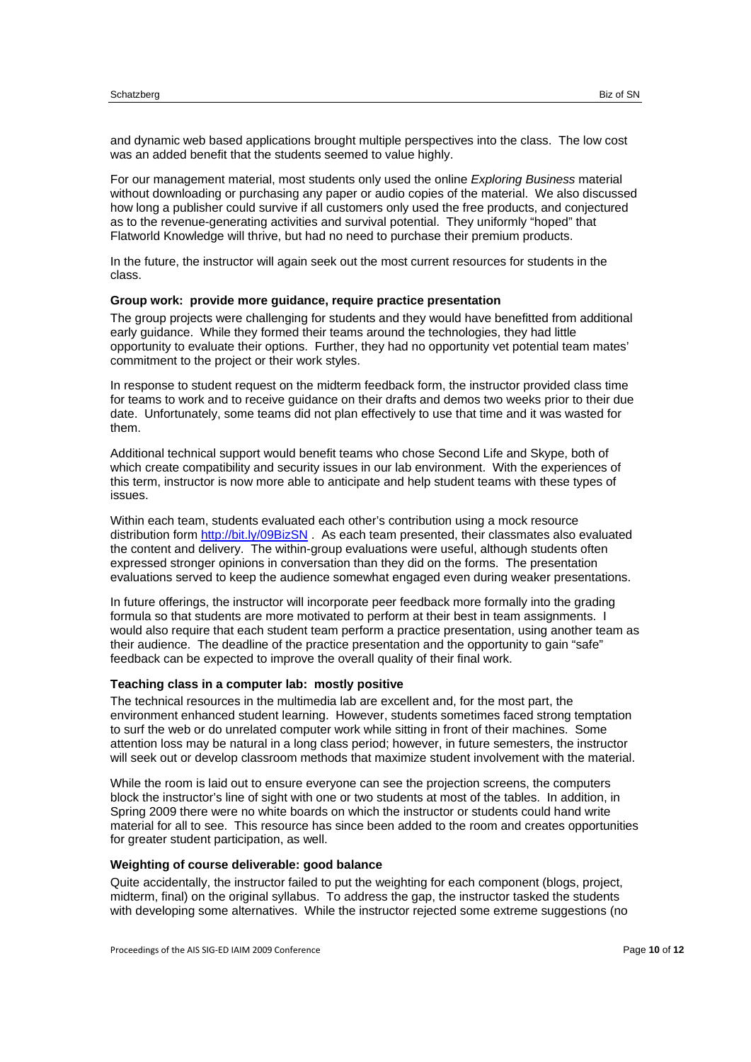and dynamic web based applications brought multiple perspectives into the class. The low cost was an added benefit that the students seemed to value highly.

For our management material, most students only used the online *Exploring Business* material without downloading or purchasing any paper or audio copies of the material. We also discussed how long a publisher could survive if all customers only used the free products, and conjectured as to the revenue-generating activities and survival potential. They uniformly "hoped" that Flatworld Knowledge will thrive, but had no need to purchase their premium products.

In the future, the instructor will again seek out the most current resources for students in the class.

**Group work: provide more guidance, require practice presentation**

The group projects were challenging for students and they would have benefitted from additional early guidance. While they formed their teams around the technologies, they had little opportunity to evaluate their options. Further, they had no opportunity vet potential team mates' commitment to the project or their work styles.

In response to student request on the midterm feedback form, the instructor provided class time for teams to work and to receive guidance on their drafts and demos two weeks prior to their due date. Unfortunately, some teams did not plan effectively to use that time and it was wasted for them.

Additional technical support would benefit teams who chose Second Life and Skype, both of which create compatibility and security issues in our lab environment. With the experiences of this term, instructor is now more able to anticipate and help student teams with these types of issues.

Within each team, students evaluated each other's contribution using a mock resource distribution form http://bit.ly/09BizSN . As each team presented, their classmates also evaluated the content and delivery. The within-group evaluations were useful, although students often expressed stronger opinions in conversation than they did on the forms. The presentation evaluations served to keep the audience somewhat engaged even during weaker presentations.

In future offerings, the instructor will incorporate peer feedback more formally into the grading formula so that students are more motivated to perform at their best in team assignments. I would also require that each student team perform a practice presentation, using another team as their audience. The deadline of the practice presentation and the opportunity to gain "safe" feedback can be expected to improve the overall quality of their final work.

**Teaching class in a computer lab: mostly positive**

The technical resources in the multimedia lab are excellent and, for the most part, the environment enhanced student learning. However, students sometimes faced strong temptation to surf the web or do unrelated computer work while sitting in front of their machines. Some attention loss may be natural in a long class period; however, in future semesters, the instructor will seek out or develop classroom methods that maximize student involvement with the material.

While the room is laid out to ensure everyone can see the projection screens, the computers block the instructor's line of sight with one or two students at most of the tables. In addition, in Spring 2009 there were no white boards on which the instructor or students could hand write material for all to see. This resource has since been added to the room and creates opportunities for greater student participation, as well.

**Weighting of course deliverable: good balance**

Quite accidentally, the instructor failed to put the weighting for each component (blogs, project, midterm, final) on the original syllabus. To address the gap, the instructor tasked the students with developing some alternatives. While the instructor rejected some extreme suggestions (no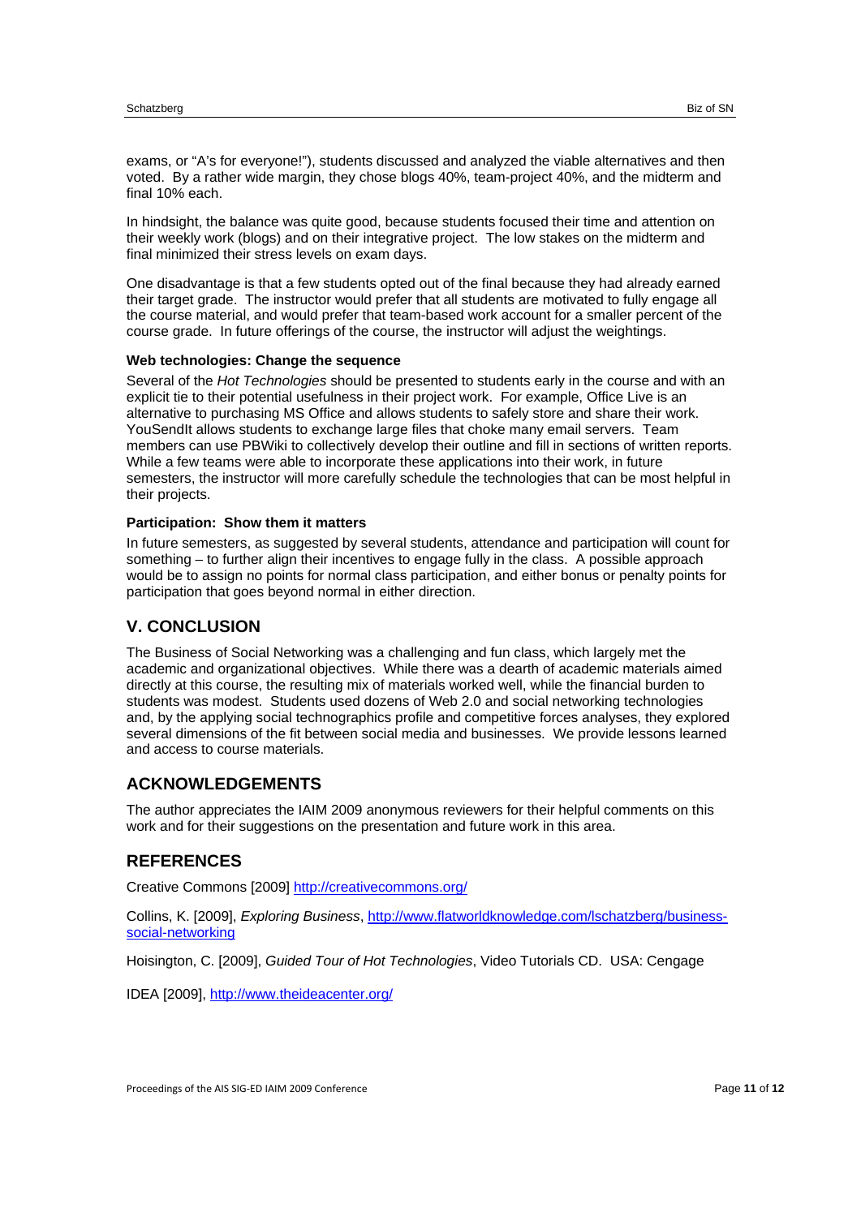exams, or "A's for everyone!"), students discussed and analyzed the viable alternatives and then voted. By a rather wide margin, they chose blogs 40%, team-project 40%, and the midterm and final 10% each.

In hindsight, the balance was quite good, because students focused their time and attention on their weekly work (blogs) and on their integrative project. The low stakes on the midterm and final minimized their stress levels on exam days.

One disadvantage is that a few students opted out of the final because they had already earned their target grade. The instructor would prefer that all students are motivated to fully engage all the course material, and would prefer that team-based work account for a smaller percent of the course grade. In future offerings of the course, the instructor will adjust the weightings.

**Web technologies: Change the sequence**

Several of the *Hot Technologies* should be presented to students early in the course and with an explicit tie to their potential usefulness in their project work. For example, Office Live is an alternative to purchasing MS Office and allows students to safely store and share their work. YouSendIt allows students to exchange large files that choke many email servers. Team members can use PBWiki to collectively develop their outline and fill in sections of written reports. While a few teams were able to incorporate these applications into their work, in future semesters, the instructor will more carefully schedule the technologies that can be most helpful in their projects.

**Participation: Show them it matters**

In future semesters, as suggested by several students, attendance and participation will count for something – to further align their incentives to engage fully in the class. A possible approach would be to assign no points for normal class participation, and either bonus or penalty points for participation that goes beyond normal in either direction.

## V. CONCLUSION

The Business of Social Networking was a challenging and fun class, which largely met the academic and organizational objectives. While there was a dearth of academic materials aimed directly at this course, the resulting mix of materials worked well, while the financial burden to students was modest. Students used dozens of Web 2.0 and social networking technologies and, by the applying social technographics profile and competitive forces analyses, they explored several dimensions of the fit between social media and businesses. We provide lessons learned and access to course materials.

## ACKNOWLEDGEMENTS

The author appreciates the IAIM 2009 anonymous reviewers for their helpful comments on this work and for their suggestions on the presentation and future work in this area.

## REFERENCES

Creative Commons [2009] http://creativecommons.org/

Collins, K. [2009], *Exploring Business*, http://www.flatworldknowledge.com/lschatzberg/business-social-networking

Hoisington, C. [2009], *Guided Tour of Hot Technologies*, Video Tutorials CD. USA: Cengage

IDEA [2009], http://www.theideacenter.org/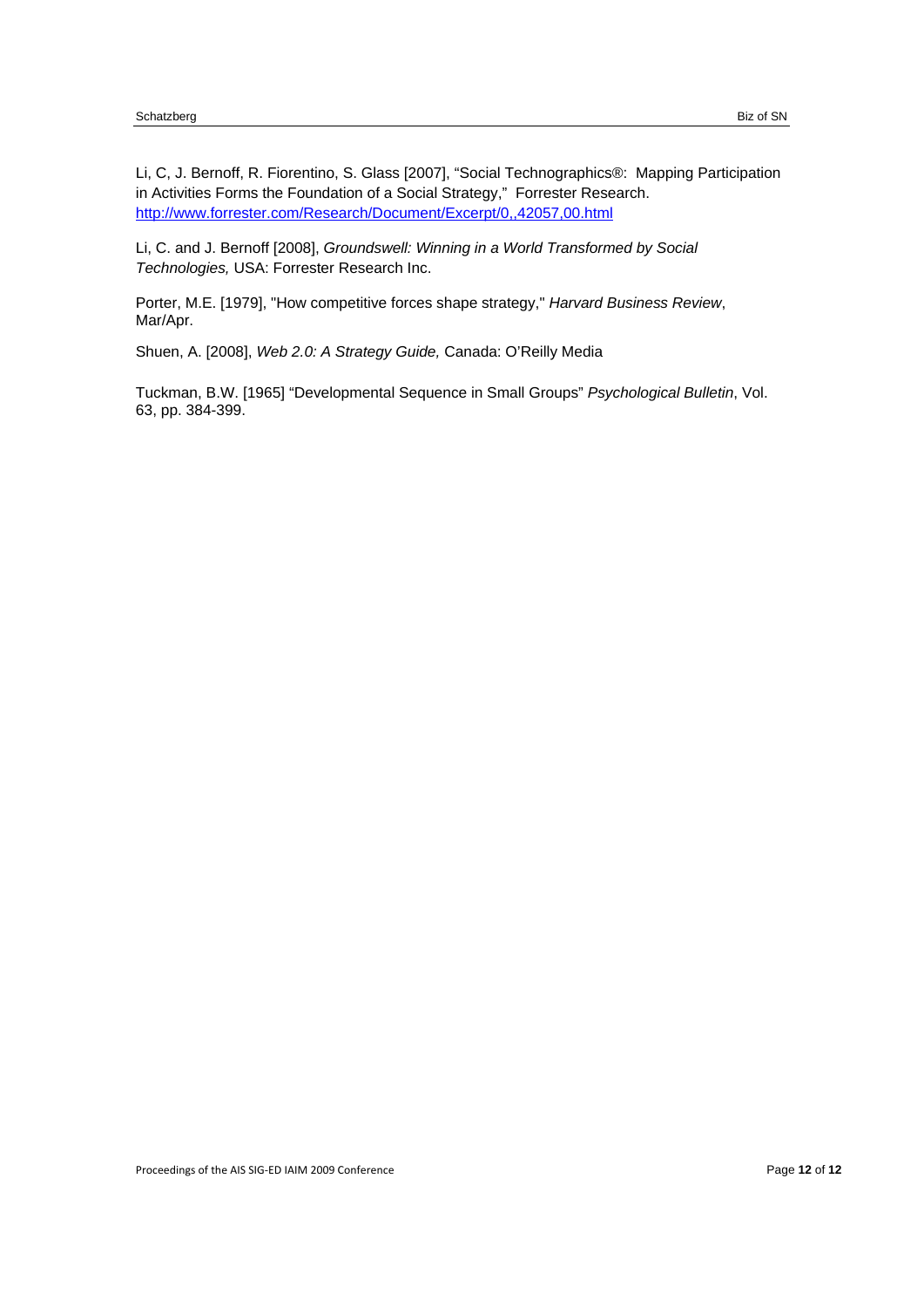Li, C, J. Bernoff, R. Fiorentino, S. Glass [2007], "Social Technographics®: Mapping Participation in Activities Forms the Foundation of a Social Strategy," Forrester Research. http://www.forrester.com/Research/Document/Excerpt/0,,42057,00.html

Li, C. and J. Bernoff [2008], *Groundswell: Winning in a World Transformed by Social Technologies,* USA: Forrester Research Inc.

Porter, M.E. [1979], "How competitive forces shape strategy," *Harvard Business Review*, Mar/Apr.

Shuen, A. [2008], *Web 2.0: A Strategy Guide,* Canada: O'Reilly Media

Tuckman, B.W. [1965] "Developmental Sequence in Small Groups" *Psychological Bulletin*, Vol. 63, pp. 384-399.